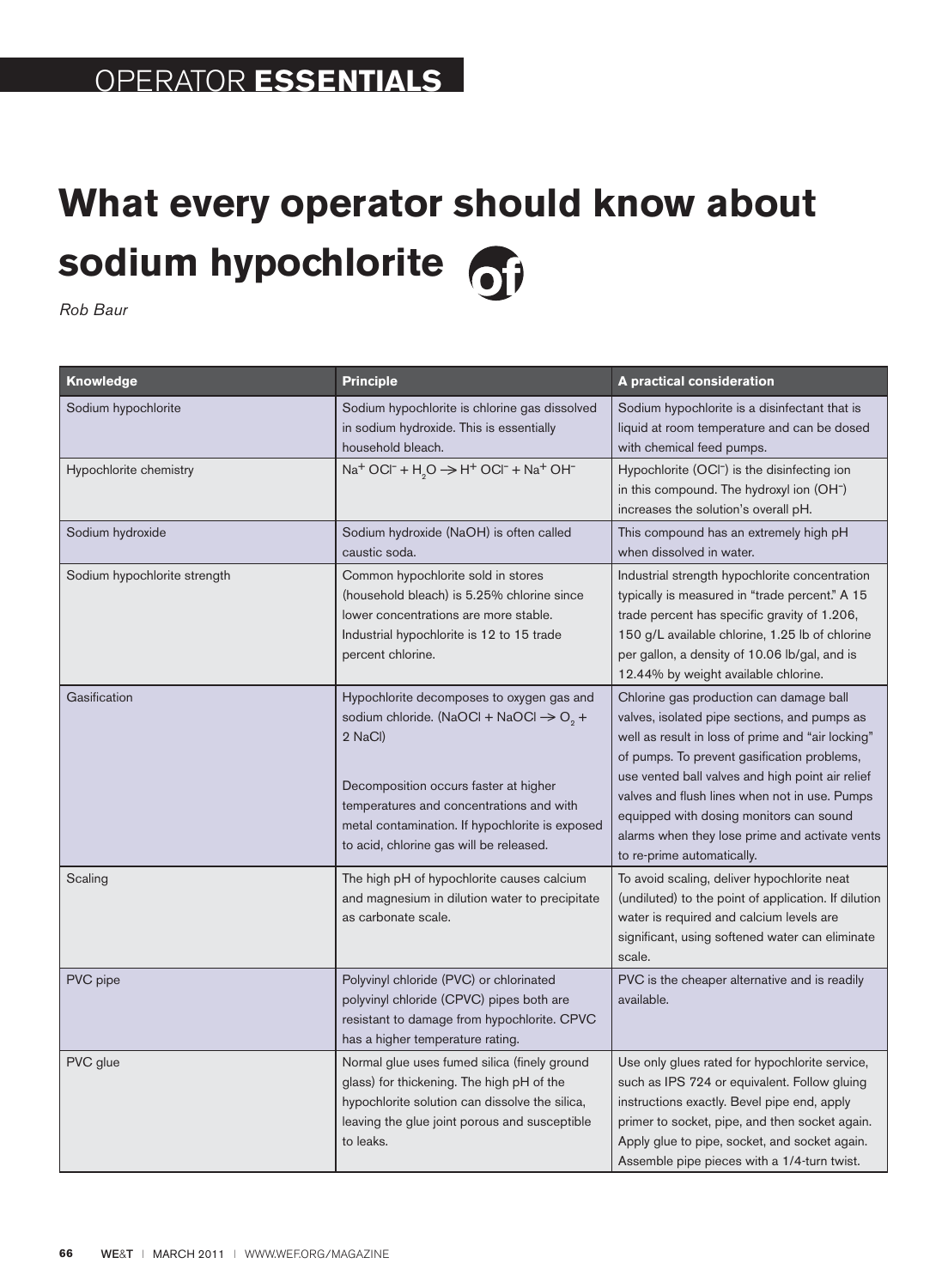OPERATOR **ESSENTIALS**

# What every operator should know about sodium hypochlorite

*Rob Baur*

| Knowledge | Principle | A practical consideration |
|---|---|---|
| Sodium hypochlorite | Sodium hypochlorite is chlorine gas dissolved in sodium hydroxide. This is essentially household bleach. | Sodium hypochlorite is a disinfectant that is liquid at room temperature and can be dosed with chemical feed pumps. |
| Hypochlorite chemistry | $Na^+ OCl^- + H_2O \rightarrow H^+ OCl^- + Na^+ OH^-$ | Hypochlorite ($OCl^-$) is the disinfecting ion in this compound. The hydroxyl ion ($OH^-$) increases the solution's overall pH. |
| Sodium hydroxide | Sodium hydroxide (NaOH) is often called caustic soda. | This compound has an extremely high pH when dissolved in water. |
| Sodium hypochlorite strength | Common hypochlorite sold in stores (household bleach) is 5.25% chlorine since lower concentrations are more stable. Industrial hypochlorite is 12 to 15 trade percent chlorine. | Industrial strength hypochlorite concentration typically is measured in "trade percent." A 15 trade percent has specific gravity of 1.206, 150 g/L available chlorine, 1.25 lb of chlorine per gallon, a density of 10.06 lb/gal, and is 12.44% by weight available chlorine. |
| Gasification | Hypochlorite decomposes to oxygen gas and sodium chloride. ($NaOCl + NaOCl \rightarrow O_2 + 2\ NaCl$)<br><br>Decomposition occurs faster at higher temperatures and concentrations and with metal contamination. If hypochlorite is exposed to acid, chlorine gas will be released. | Chlorine gas production can damage ball valves, isolated pipe sections, and pumps as well as result in loss of prime and "air locking" of pumps. To prevent gasification problems, use vented ball valves and high point air relief valves and flush lines when not in use. Pumps equipped with dosing monitors can sound alarms when they lose prime and activate vents to re-prime automatically. |
| Scaling | The high pH of hypochlorite causes calcium and magnesium in dilution water to precipitate as carbonate scale. | To avoid scaling, deliver hypochlorite neat (undiluted) to the point of application. If dilution water is required and calcium levels are significant, using softened water can eliminate scale. |
| PVC pipe | Polyvinyl chloride (PVC) or chlorinated polyvinyl chloride (CPVC) pipes both are resistant to damage from hypochlorite. CPVC has a higher temperature rating. | PVC is the cheaper alternative and is readily available. |
| PVC glue | Normal glue uses fumed silica (finely ground glass) for thickening. The high pH of the hypochlorite solution can dissolve the silica, leaving the glue joint porous and susceptible to leaks. | Use only glues rated for hypochlorite service, such as IPS 724 or equivalent. Follow gluing instructions exactly. Bevel pipe end, apply primer to socket, pipe, and then socket again. Apply glue to pipe, socket, and socket again. Assemble pipe pieces with a 1/4-turn twist. |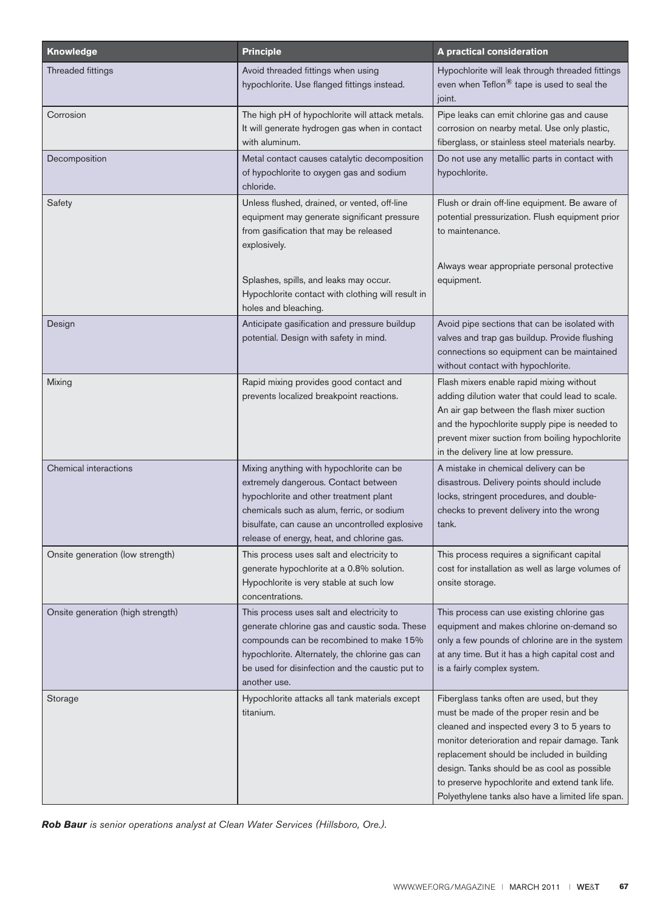| Knowledge | Principle | A practical consideration |
|---|---|---|
| Threaded fittings | Avoid threaded fittings when using hypochlorite. Use flanged fittings instead. | Hypochlorite will leak through threaded fittings even when Teflon® tape is used to seal the joint. |
| Corrosion | The high pH of hypochlorite will attack metals. It will generate hydrogen gas when in contact with aluminum. | Pipe leaks can emit chlorine gas and cause corrosion on nearby metal. Use only plastic, fiberglass, or stainless steel materials nearby. |
| Decomposition | Metal contact causes catalytic decomposition of hypochlorite to oxygen gas and sodium chloride. | Do not use any metallic parts in contact with hypochlorite. |
| Safety | Unless flushed, drained, or vented, off-line equipment may generate significant pressure from gasification that may be released explosively.<br><br>Splashes, spills, and leaks may occur. Hypochlorite contact with clothing will result in holes and bleaching. | Flush or drain off-line equipment. Be aware of potential pressurization. Flush equipment prior to maintenance.<br><br>Always wear appropriate personal protective equipment. |
| Design | Anticipate gasification and pressure buildup potential. Design with safety in mind. | Avoid pipe sections that can be isolated with valves and trap gas buildup. Provide flushing connections so equipment can be maintained without contact with hypochlorite. |
| Mixing | Rapid mixing provides good contact and prevents localized breakpoint reactions. | Flash mixers enable rapid mixing without adding dilution water that could lead to scale. An air gap between the flash mixer suction and the hypochlorite supply pipe is needed to prevent mixer suction from boiling hypochlorite in the delivery line at low pressure. |
| Chemical interactions | Mixing anything with hypochlorite can be extremely dangerous. Contact between hypochlorite and other treatment plant chemicals such as alum, ferric, or sodium bisulfate, can cause an uncontrolled explosive release of energy, heat, and chlorine gas. | A mistake in chemical delivery can be disastrous. Delivery points should include locks, stringent procedures, and double-checks to prevent delivery into the wrong tank. |
| Onsite generation (low strength) | This process uses salt and electricity to generate hypochlorite at a 0.8% solution. Hypochlorite is very stable at such low concentrations. | This process requires a significant capital cost for installation as well as large volumes of onsite storage. |
| Onsite generation (high strength) | This process uses salt and electricity to generate chlorine gas and caustic soda. These compounds can be recombined to make 15% hypochlorite. Alternately, the chlorine gas can be used for disinfection and the caustic put to another use. | This process can use existing chlorine gas equipment and makes chlorine on-demand so only a few pounds of chlorine are in the system at any time. But it has a high capital cost and is a fairly complex system. |
| Storage | Hypochlorite attacks all tank materials except titanium. | Fiberglass tanks often are used, but they must be made of the proper resin and be cleaned and inspected every 3 to 5 years to monitor deterioration and repair damage. Tank replacement should be included in building design. Tanks should be as cool as possible to preserve hypochlorite and extend tank life. Polyethylene tanks also have a limited life span. |

***Rob Baur*** *is senior operations analyst at Clean Water Services (Hillsboro, Ore.).*